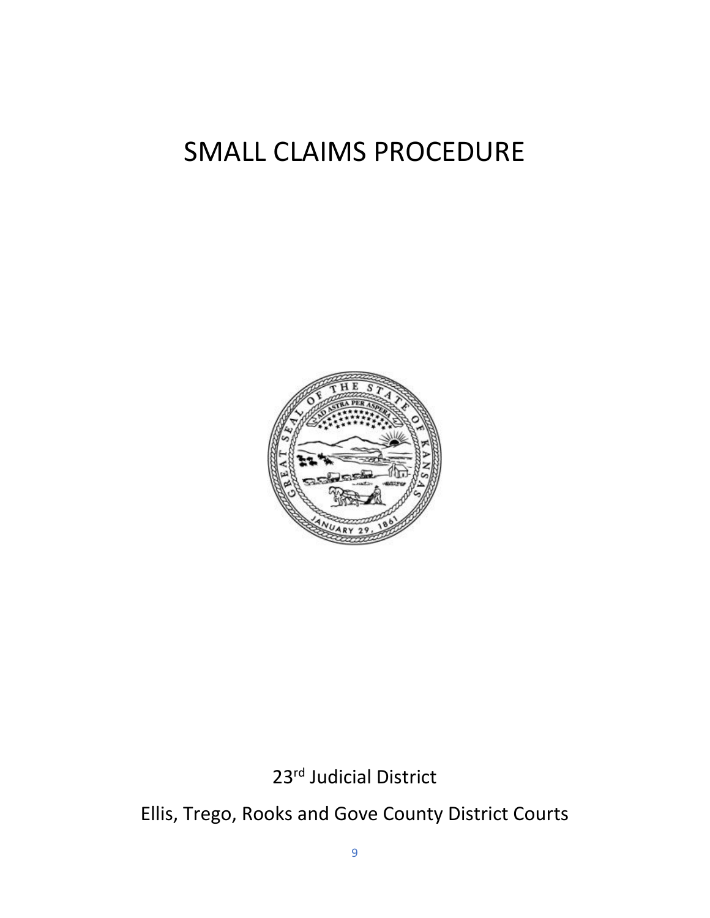# SMALL CLAIMS PROCEDURE

23rd Judicial District

Ellis, Trego, Rooks and Gove County District Courts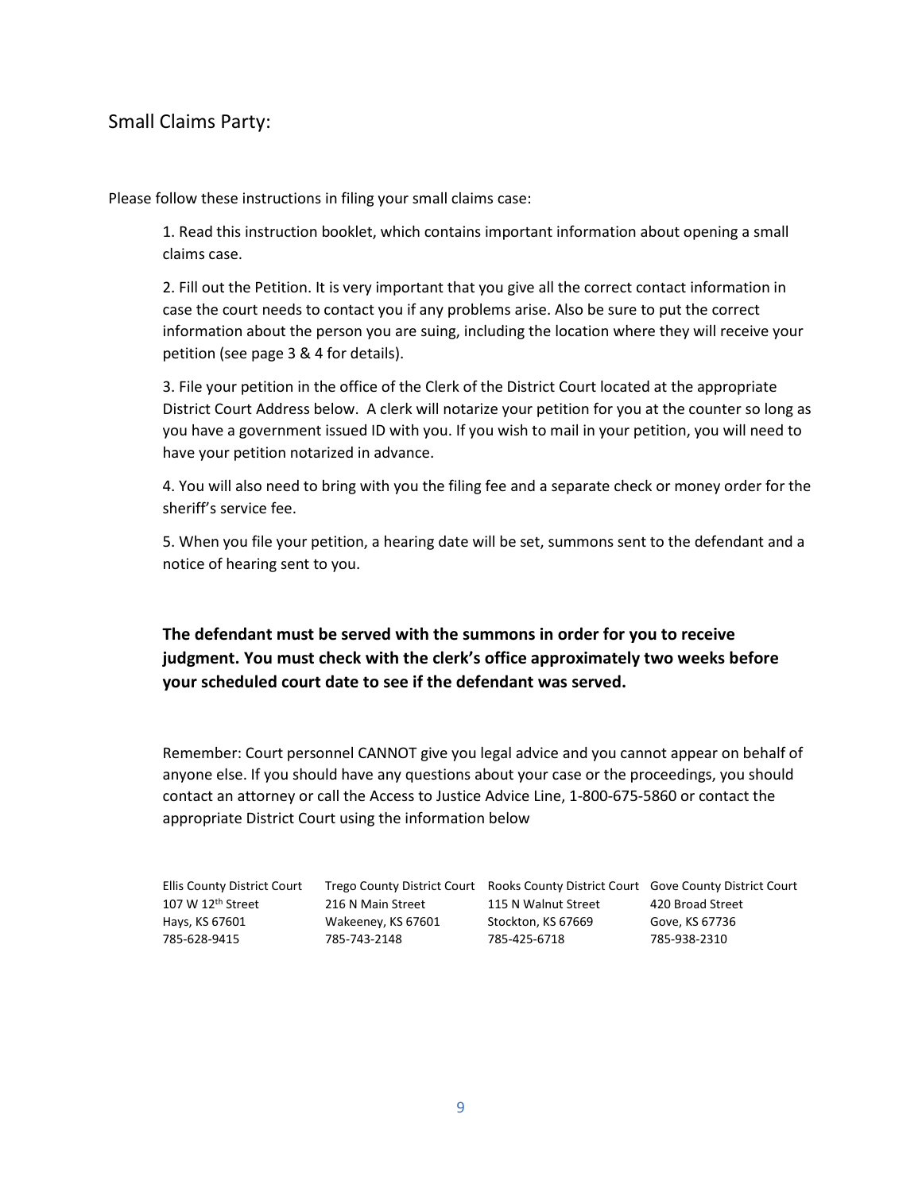## Small Claims Party:

Please follow these instructions in filing your small claims case:

1. Read this instruction booklet, which contains important information about opening a small claims case.

2. Fill out the Petition. It is very important that you give all the correct contact information in case the court needs to contact you if any problems arise. Also be sure to put the correct information about the person you are suing, including the location where they will receive your petition (see page 3 & 4 for details).

3. File your petition in the office of the Clerk of the District Court located at the appropriate District Court Address below. A clerk will notarize your petition for you at the counter so long as you have a government issued ID with you. If you wish to mail in your petition, you will need to have your petition notarized in advance.

4. You will also need to bring with you the filing fee and a separate check or money order for the sheriff's service fee.

5. When you file your petition, a hearing date will be set, summons sent to the defendant and a notice of hearing sent to you.

**The defendant must be served with the summons in order for you to receive judgment. You must check with the clerk's office approximately two weeks before your scheduled court date to see if the defendant was served.**

Remember: Court personnel CANNOT give you legal advice and you cannot appear on behalf of anyone else. If you should have any questions about your case or the proceedings, you should contact an attorney or call the Access to Justice Advice Line, 1-800-675-5860 or contact the appropriate District Court using the information below

| Ellis County District Court | Trego County District Court | Rooks County District Court | Gove County District Court |
|---|---|---|---|
| 107 W 12th Street | 216 N Main Street | 115 N Walnut Street | 420 Broad Street |
| Hays, KS 67601 | Wakeeney, KS 67601 | Stockton, KS 67669 | Gove, KS 67736 |
| 785-628-9415 | 785-743-2148 | 785-425-6718 | 785-938-2310 |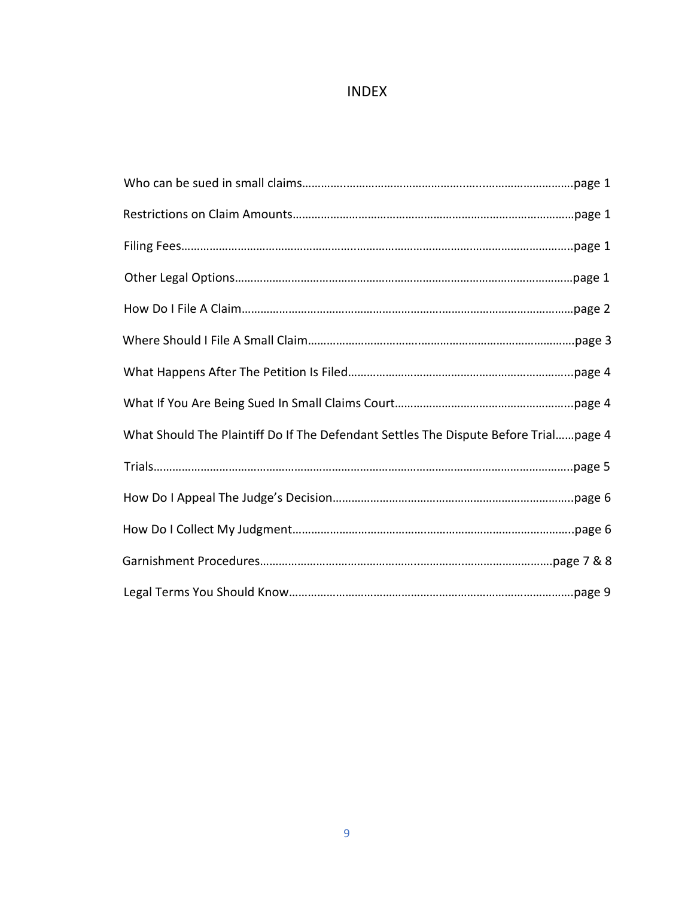# INDEX

| | |
|---|---|
| Who can be sued in small claims | page 1 |
| Restrictions on Claim Amounts | page 1 |
| Filing Fees | page 1 |
| Other Legal Options | page 1 |
| How Do I File A Claim | page 2 |
| Where Should I File A Small Claim | page 3 |
| What Happens After The Petition Is Filed | page 4 |
| What If You Are Being Sued In Small Claims Court | page 4 |
| What Should The Plaintiff Do If The Defendant Settles The Dispute Before Trial | page 4 |
| Trials | page 5 |
| How Do I Appeal The Judge's Decision | page 6 |
| How Do I Collect My Judgment | page 6 |
| Garnishment Procedures | page 7 & 8 |
| Legal Terms You Should Know | page 9 |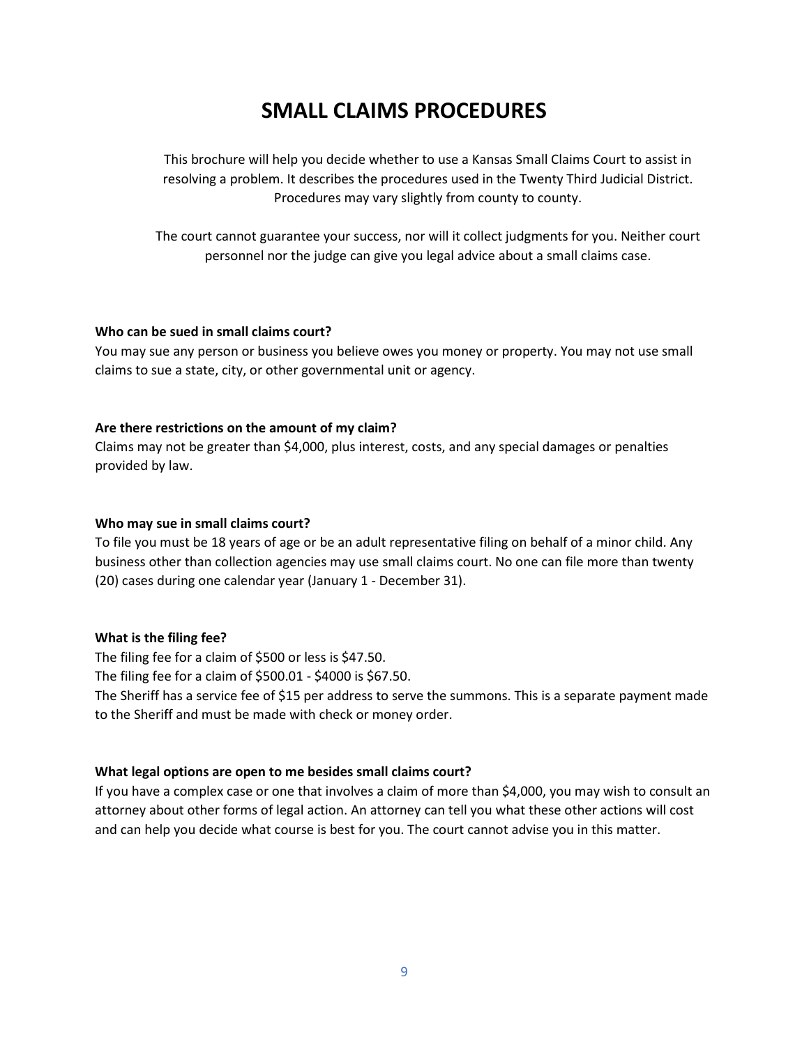# SMALL CLAIMS PROCEDURES

This brochure will help you decide whether to use a Kansas Small Claims Court to assist in resolving a problem. It describes the procedures used in the Twenty Third Judicial District. Procedures may vary slightly from county to county.

The court cannot guarantee your success, nor will it collect judgments for you. Neither court personnel nor the judge can give you legal advice about a small claims case.

**Who can be sued in small claims court?**
You may sue any person or business you believe owes you money or property. You may not use small claims to sue a state, city, or other governmental unit or agency.

**Are there restrictions on the amount of my claim?**
Claims may not be greater than $4,000, plus interest, costs, and any special damages or penalties provided by law.

**Who may sue in small claims court?**
To file you must be 18 years of age or be an adult representative filing on behalf of a minor child. Any business other than collection agencies may use small claims court. No one can file more than twenty (20) cases during one calendar year (January 1 - December 31).

**What is the filing fee?**
The filing fee for a claim of $500 or less is $47.50.
The filing fee for a claim of $500.01 - $4000 is $67.50.
The Sheriff has a service fee of $15 per address to serve the summons. This is a separate payment made to the Sheriff and must be made with check or money order.

**What legal options are open to me besides small claims court?**
If you have a complex case or one that involves a claim of more than $4,000, you may wish to consult an attorney about other forms of legal action. An attorney can tell you what these other actions will cost and can help you decide what course is best for you. The court cannot advise you in this matter.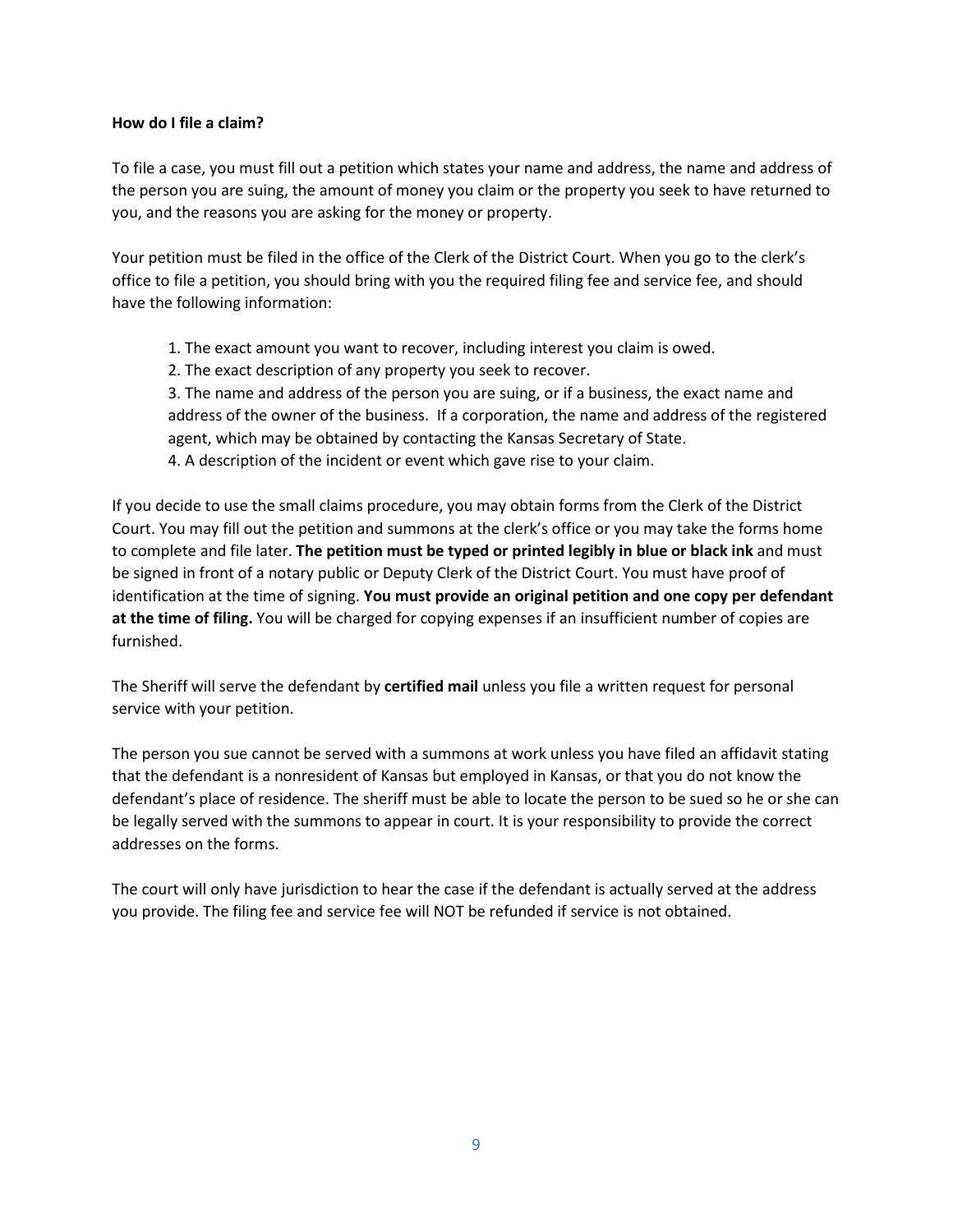**How do I file a claim?**

To file a case, you must fill out a petition which states your name and address, the name and address of the person you are suing, the amount of money you claim or the property you seek to have returned to you, and the reasons you are asking for the money or property.

Your petition must be filed in the office of the Clerk of the District Court. When you go to the clerk's office to file a petition, you should bring with you the required filing fee and service fee, and should have the following information:

1. The exact amount you want to recover, including interest you claim is owed.
2. The exact description of any property you seek to recover.
3. The name and address of the person you are suing, or if a business, the exact name and address of the owner of the business. If a corporation, the name and address of the registered agent, which may be obtained by contacting the Kansas Secretary of State.
4. A description of the incident or event which gave rise to your claim.

If you decide to use the small claims procedure, you may obtain forms from the Clerk of the District Court. You may fill out the petition and summons at the clerk's office or you may take the forms home to complete and file later. **The petition must be typed or printed legibly in blue or black ink** and must be signed in front of a notary public or Deputy Clerk of the District Court. You must have proof of identification at the time of signing. **You must provide an original petition and one copy per defendant at the time of filing.** You will be charged for copying expenses if an insufficient number of copies are furnished.

The Sheriff will serve the defendant by **certified mail** unless you file a written request for personal service with your petition.

The person you sue cannot be served with a summons at work unless you have filed an affidavit stating that the defendant is a nonresident of Kansas but employed in Kansas, or that you do not know the defendant's place of residence. The sheriff must be able to locate the person to be sued so he or she can be legally served with the summons to appear in court. It is your responsibility to provide the correct addresses on the forms.

The court will only have jurisdiction to hear the case if the defendant is actually served at the address you provide. The filing fee and service fee will NOT be refunded if service is not obtained.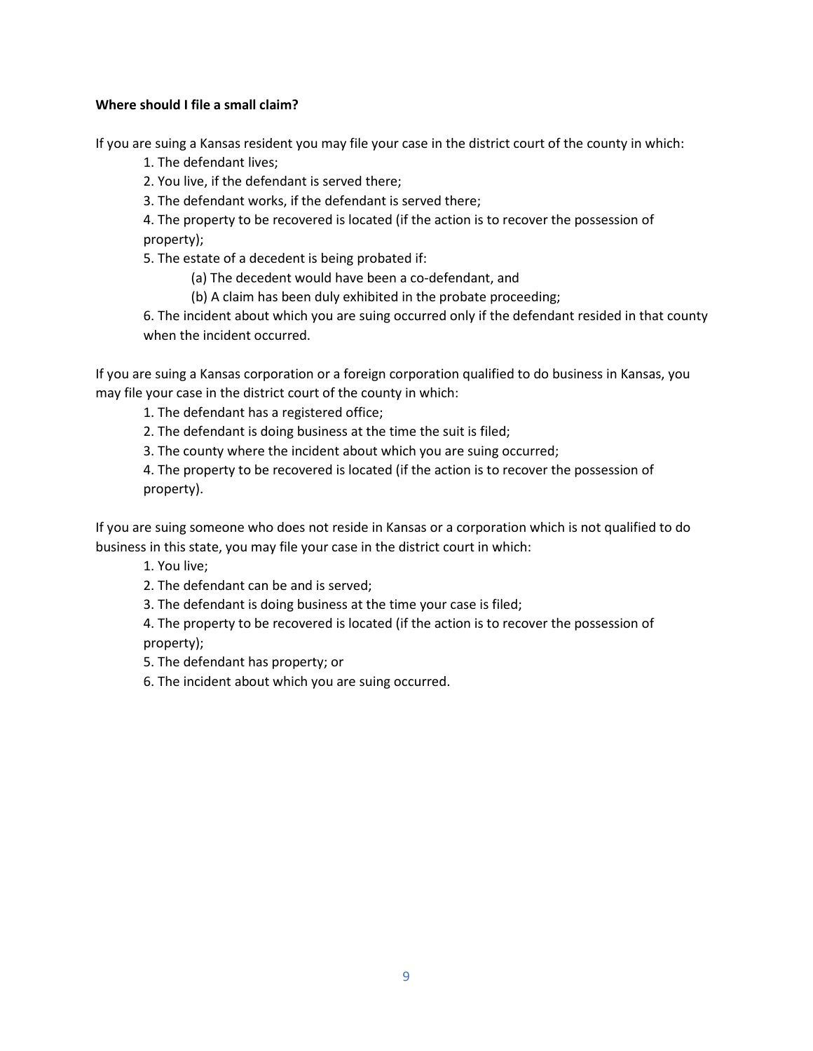**Where should I file a small claim?**

If you are suing a Kansas resident you may file your case in the district court of the county in which:

1. The defendant lives;
2. You live, if the defendant is served there;
3. The defendant works, if the defendant is served there;
4. The property to be recovered is located (if the action is to recover the possession of property);
5. The estate of a decedent is being probated if:
   - (a) The decedent would have been a co-defendant, and
   - (b) A claim has been duly exhibited in the probate proceeding;
6. The incident about which you are suing occurred only if the defendant resided in that county when the incident occurred.

If you are suing a Kansas corporation or a foreign corporation qualified to do business in Kansas, you may file your case in the district court of the county in which:

1. The defendant has a registered office;
2. The defendant is doing business at the time the suit is filed;
3. The county where the incident about which you are suing occurred;
4. The property to be recovered is located (if the action is to recover the possession of property).

If you are suing someone who does not reside in Kansas or a corporation which is not qualified to do business in this state, you may file your case in the district court in which:

1. You live;
2. The defendant can be and is served;
3. The defendant is doing business at the time your case is filed;
4. The property to be recovered is located (if the action is to recover the possession of property);
5. The defendant has property; or
6. The incident about which you are suing occurred.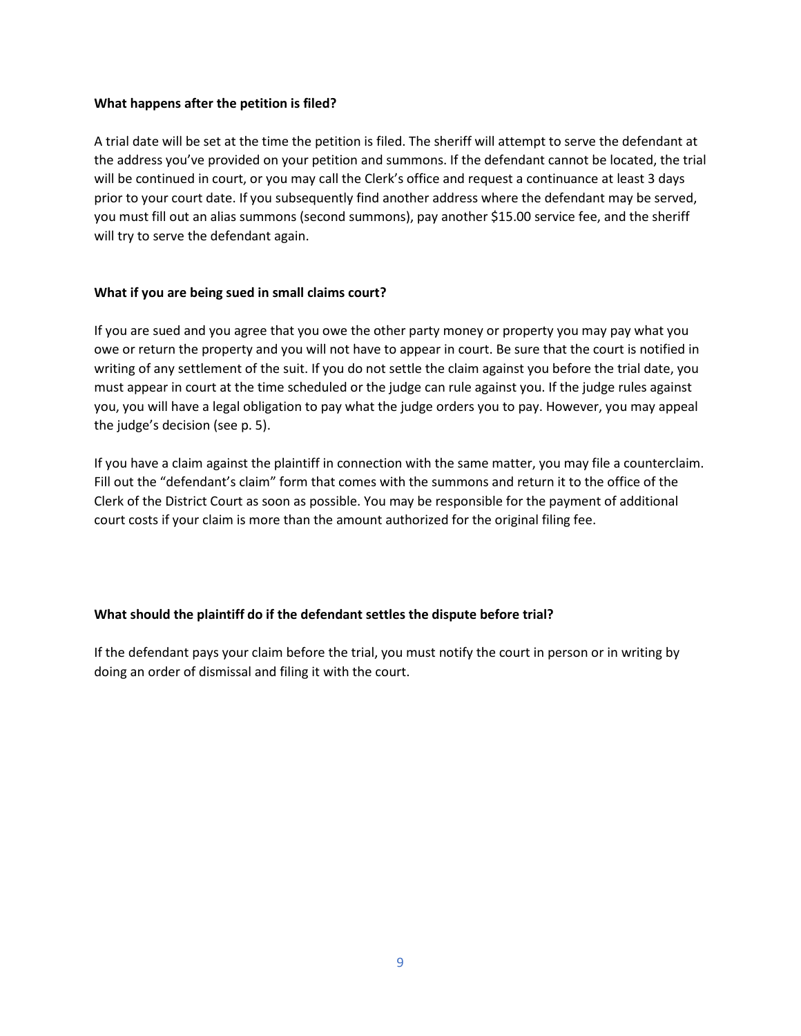### What happens after the petition is filed?

A trial date will be set at the time the petition is filed. The sheriff will attempt to serve the defendant at the address you've provided on your petition and summons. If the defendant cannot be located, the trial will be continued in court, or you may call the Clerk's office and request a continuance at least 3 days prior to your court date. If you subsequently find another address where the defendant may be served, you must fill out an alias summons (second summons), pay another $15.00 service fee, and the sheriff will try to serve the defendant again.

### What if you are being sued in small claims court?

If you are sued and you agree that you owe the other party money or property you may pay what you owe or return the property and you will not have to appear in court. Be sure that the court is notified in writing of any settlement of the suit. If you do not settle the claim against you before the trial date, you must appear in court at the time scheduled or the judge can rule against you. If the judge rules against you, you will have a legal obligation to pay what the judge orders you to pay. However, you may appeal the judge's decision (see p. 5).

If you have a claim against the plaintiff in connection with the same matter, you may file a counterclaim. Fill out the "defendant's claim" form that comes with the summons and return it to the office of the Clerk of the District Court as soon as possible. You may be responsible for the payment of additional court costs if your claim is more than the amount authorized for the original filing fee.

### What should the plaintiff do if the defendant settles the dispute before trial?

If the defendant pays your claim before the trial, you must notify the court in person or in writing by doing an order of dismissal and filing it with the court.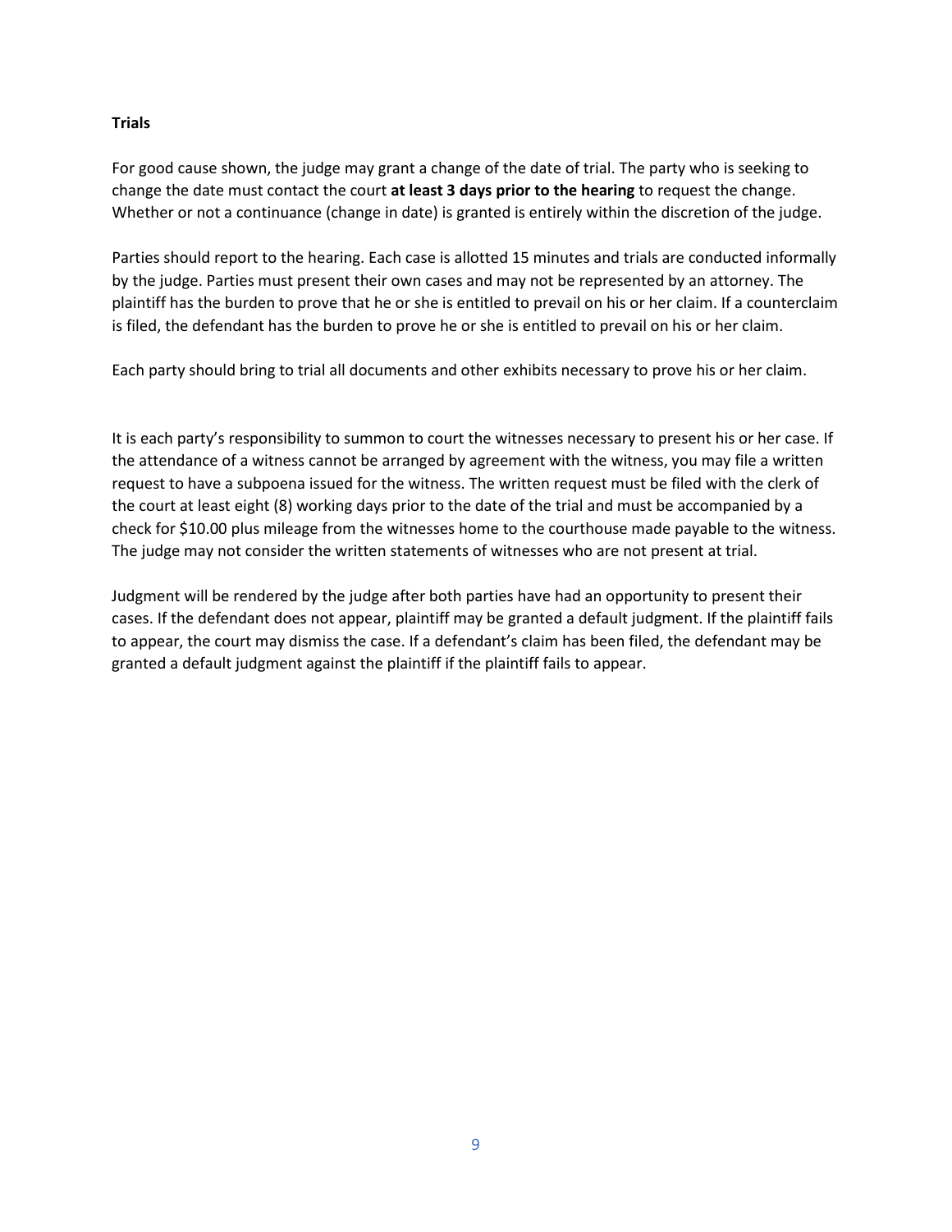**Trials**

For good cause shown, the judge may grant a change of the date of trial. The party who is seeking to change the date must contact the court **at least 3 days prior to the hearing** to request the change. Whether or not a continuance (change in date) is granted is entirely within the discretion of the judge.

Parties should report to the hearing. Each case is allotted 15 minutes and trials are conducted informally by the judge. Parties must present their own cases and may not be represented by an attorney. The plaintiff has the burden to prove that he or she is entitled to prevail on his or her claim. If a counterclaim is filed, the defendant has the burden to prove he or she is entitled to prevail on his or her claim.

Each party should bring to trial all documents and other exhibits necessary to prove his or her claim.

It is each party's responsibility to summon to court the witnesses necessary to present his or her case. If the attendance of a witness cannot be arranged by agreement with the witness, you may file a written request to have a subpoena issued for the witness. The written request must be filed with the clerk of the court at least eight (8) working days prior to the date of the trial and must be accompanied by a check for $10.00 plus mileage from the witnesses home to the courthouse made payable to the witness. The judge may not consider the written statements of witnesses who are not present at trial.

Judgment will be rendered by the judge after both parties have had an opportunity to present their cases. If the defendant does not appear, plaintiff may be granted a default judgment. If the plaintiff fails to appear, the court may dismiss the case. If a defendant's claim has been filed, the defendant may be granted a default judgment against the plaintiff if the plaintiff fails to appear.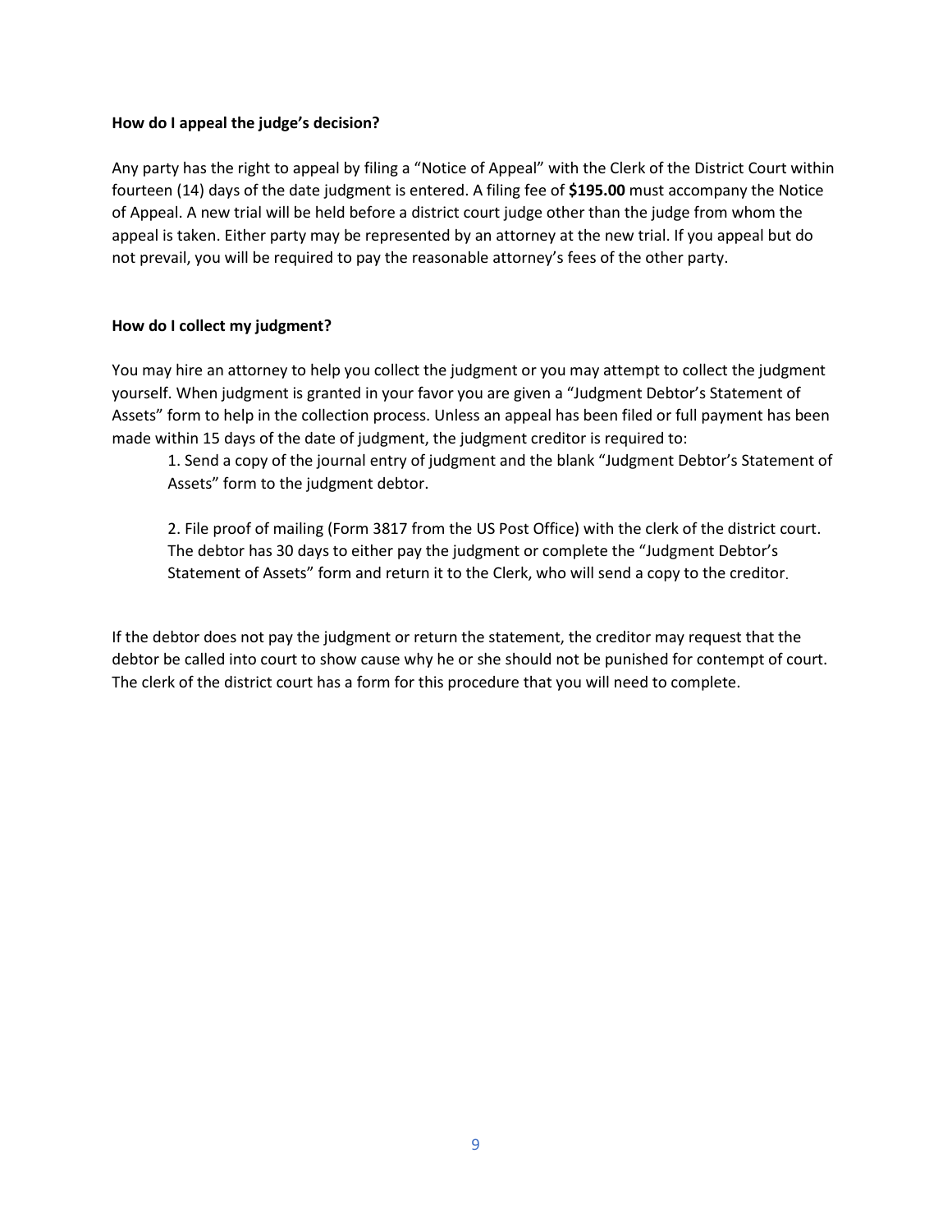**How do I appeal the judge's decision?**

Any party has the right to appeal by filing a "Notice of Appeal" with the Clerk of the District Court within fourteen (14) days of the date judgment is entered. A filing fee of **$195.00** must accompany the Notice of Appeal. A new trial will be held before a district court judge other than the judge from whom the appeal is taken. Either party may be represented by an attorney at the new trial. If you appeal but do not prevail, you will be required to pay the reasonable attorney's fees of the other party.

**How do I collect my judgment?**

You may hire an attorney to help you collect the judgment or you may attempt to collect the judgment yourself. When judgment is granted in your favor you are given a "Judgment Debtor's Statement of Assets" form to help in the collection process. Unless an appeal has been filed or full payment has been made within 15 days of the date of judgment, the judgment creditor is required to:

1. Send a copy of the journal entry of judgment and the blank "Judgment Debtor's Statement of Assets" form to the judgment debtor.

2. File proof of mailing (Form 3817 from the US Post Office) with the clerk of the district court. The debtor has 30 days to either pay the judgment or complete the "Judgment Debtor's Statement of Assets" form and return it to the Clerk, who will send a copy to the creditor.

If the debtor does not pay the judgment or return the statement, the creditor may request that the debtor be called into court to show cause why he or she should not be punished for contempt of court. The clerk of the district court has a form for this procedure that you will need to complete.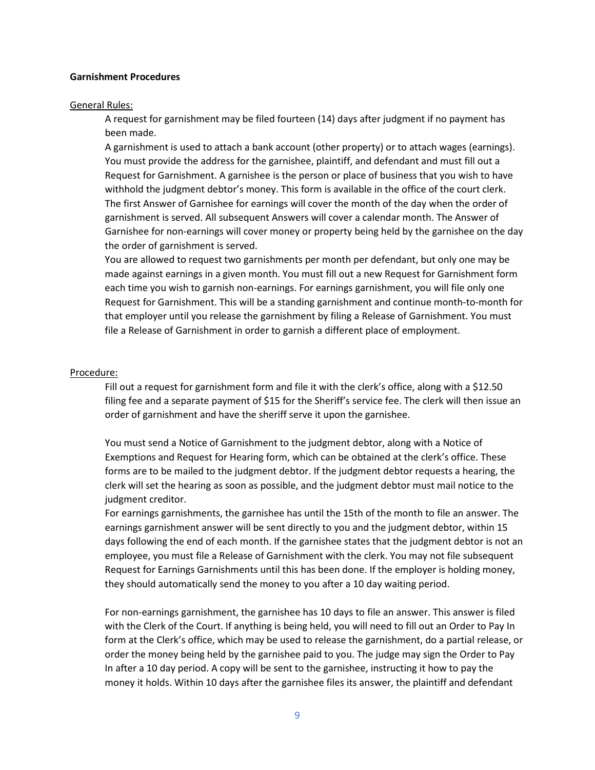**Garnishment Procedures**

General Rules:

A request for garnishment may be filed fourteen (14) days after judgment if no payment has been made.

A garnishment is used to attach a bank account (other property) or to attach wages (earnings). You must provide the address for the garnishee, plaintiff, and defendant and must fill out a Request for Garnishment. A garnishee is the person or place of business that you wish to have withhold the judgment debtor's money. This form is available in the office of the court clerk. The first Answer of Garnishee for earnings will cover the month of the day when the order of garnishment is served. All subsequent Answers will cover a calendar month. The Answer of Garnishee for non-earnings will cover money or property being held by the garnishee on the day the order of garnishment is served.

You are allowed to request two garnishments per month per defendant, but only one may be made against earnings in a given month. You must fill out a new Request for Garnishment form each time you wish to garnish non-earnings. For earnings garnishment, you will file only one Request for Garnishment. This will be a standing garnishment and continue month-to-month for that employer until you release the garnishment by filing a Release of Garnishment. You must file a Release of Garnishment in order to garnish a different place of employment.

Procedure:

Fill out a request for garnishment form and file it with the clerk's office, along with a $12.50 filing fee and a separate payment of $15 for the Sheriff's service fee. The clerk will then issue an order of garnishment and have the sheriff serve it upon the garnishee.

You must send a Notice of Garnishment to the judgment debtor, along with a Notice of Exemptions and Request for Hearing form, which can be obtained at the clerk's office. These forms are to be mailed to the judgment debtor. If the judgment debtor requests a hearing, the clerk will set the hearing as soon as possible, and the judgment debtor must mail notice to the judgment creditor.

For earnings garnishments, the garnishee has until the 15th of the month to file an answer. The earnings garnishment answer will be sent directly to you and the judgment debtor, within 15 days following the end of each month. If the garnishee states that the judgment debtor is not an employee, you must file a Release of Garnishment with the clerk. You may not file subsequent Request for Earnings Garnishments until this has been done. If the employer is holding money, they should automatically send the money to you after a 10 day waiting period.

For non-earnings garnishment, the garnishee has 10 days to file an answer. This answer is filed with the Clerk of the Court. If anything is being held, you will need to fill out an Order to Pay In form at the Clerk's office, which may be used to release the garnishment, do a partial release, or order the money being held by the garnishee paid to you. The judge may sign the Order to Pay In after a 10 day period. A copy will be sent to the garnishee, instructing it how to pay the money it holds. Within 10 days after the garnishee files its answer, the plaintiff and defendant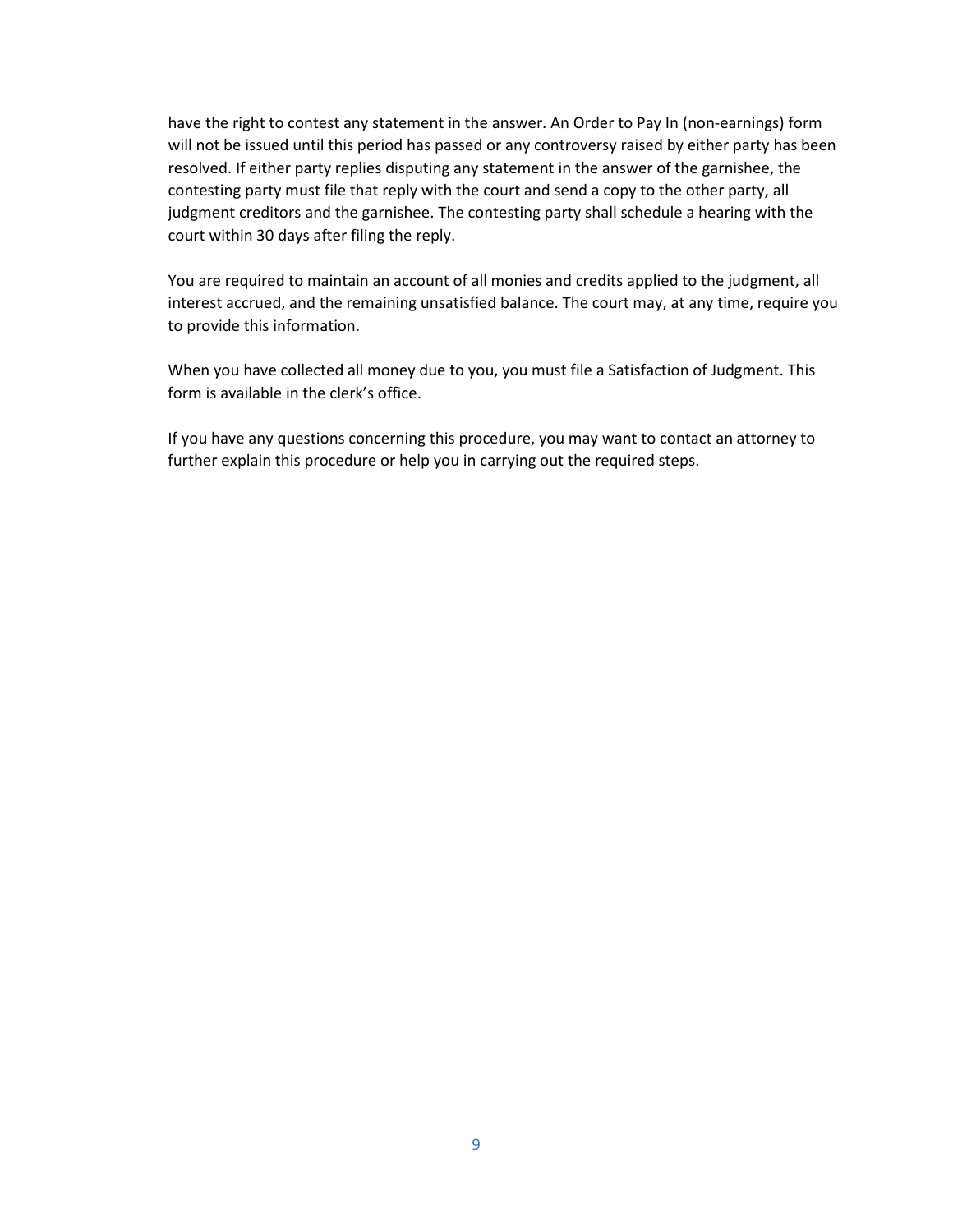have the right to contest any statement in the answer. An Order to Pay In (non-earnings) form will not be issued until this period has passed or any controversy raised by either party has been resolved. If either party replies disputing any statement in the answer of the garnishee, the contesting party must file that reply with the court and send a copy to the other party, all judgment creditors and the garnishee. The contesting party shall schedule a hearing with the court within 30 days after filing the reply.

You are required to maintain an account of all monies and credits applied to the judgment, all interest accrued, and the remaining unsatisfied balance. The court may, at any time, require you to provide this information.

When you have collected all money due to you, you must file a Satisfaction of Judgment. This form is available in the clerk's office.

If you have any questions concerning this procedure, you may want to contact an attorney to further explain this procedure or help you in carrying out the required steps.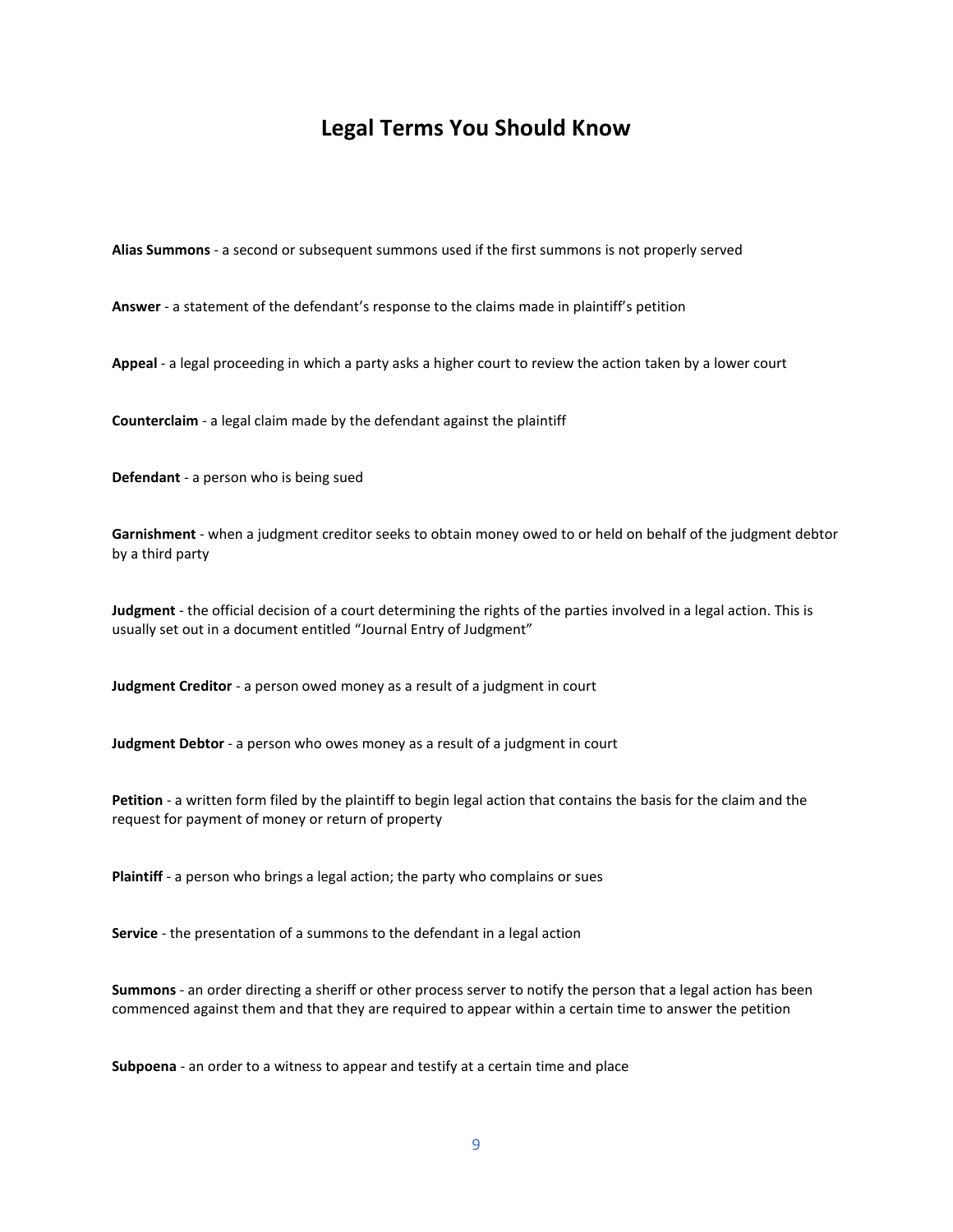# Legal Terms You Should Know

**Alias Summons** - a second or subsequent summons used if the first summons is not properly served

**Answer** - a statement of the defendant's response to the claims made in plaintiff's petition

**Appeal** - a legal proceeding in which a party asks a higher court to review the action taken by a lower court

**Counterclaim** - a legal claim made by the defendant against the plaintiff

**Defendant** - a person who is being sued

**Garnishment** - when a judgment creditor seeks to obtain money owed to or held on behalf of the judgment debtor by a third party

**Judgment** - the official decision of a court determining the rights of the parties involved in a legal action. This is usually set out in a document entitled "Journal Entry of Judgment"

**Judgment Creditor** - a person owed money as a result of a judgment in court

**Judgment Debtor** - a person who owes money as a result of a judgment in court

**Petition** - a written form filed by the plaintiff to begin legal action that contains the basis for the claim and the request for payment of money or return of property

**Plaintiff** - a person who brings a legal action; the party who complains or sues

**Service** - the presentation of a summons to the defendant in a legal action

**Summons** - an order directing a sheriff or other process server to notify the person that a legal action has been commenced against them and that they are required to appear within a certain time to answer the petition

**Subpoena** - an order to a witness to appear and testify at a certain time and place